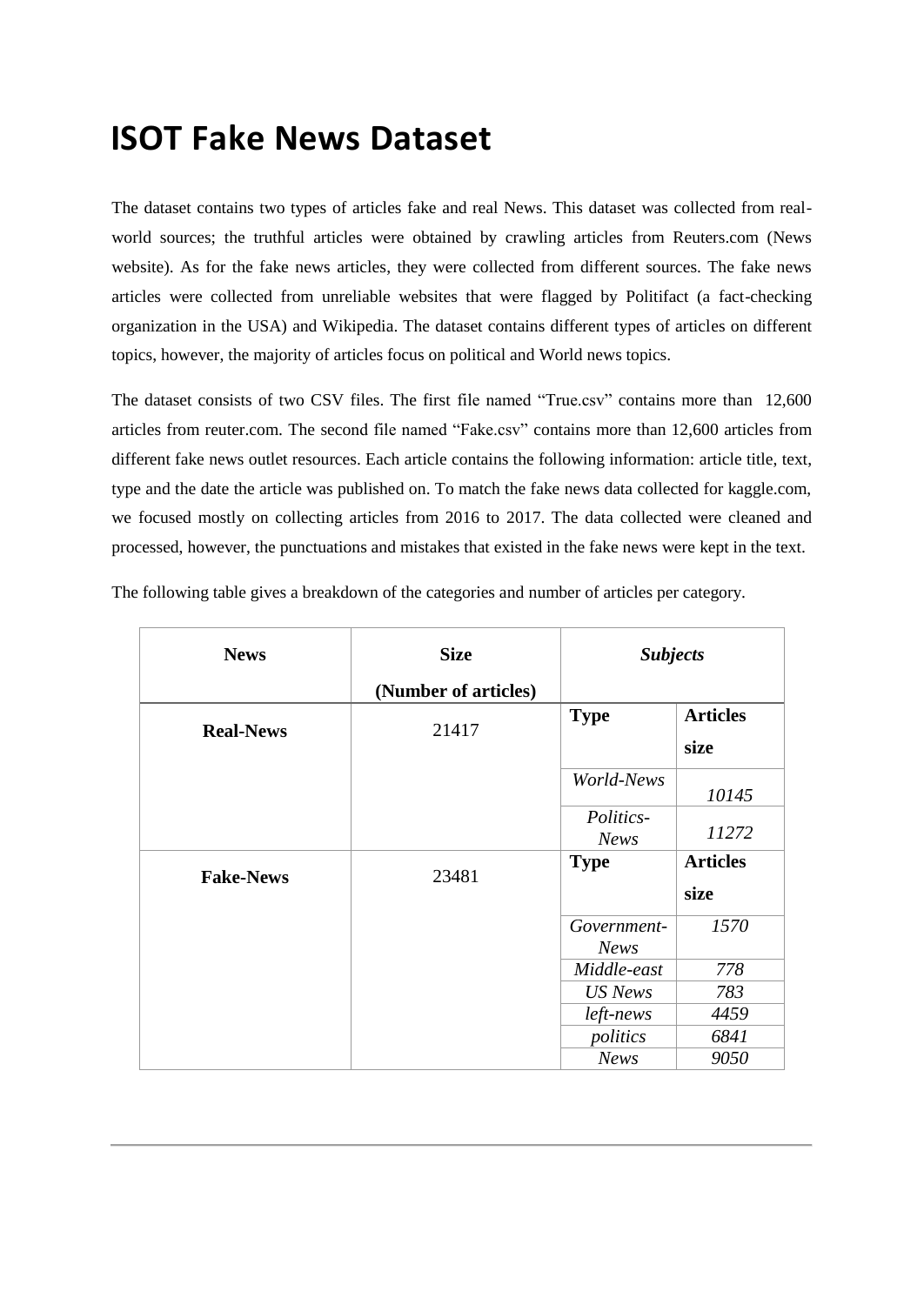# ISOT Fake News Dataset

The dataset contains two types of articles fake and real News. This dataset was collected from real-world sources; the truthful articles were obtained by crawling articles from Reuters.com (News website). As for the fake news articles, they were collected from different sources. The fake news articles were collected from unreliable websites that were flagged by Politifact (a fact-checking organization in the USA) and Wikipedia. The dataset contains different types of articles on different topics, however, the majority of articles focus on political and World news topics.

The dataset consists of two CSV files. The first file named "True.csv" contains more than 12,600 articles from reuter.com. The second file named "Fake.csv" contains more than 12,600 articles from different fake news outlet resources. Each article contains the following information: article title, text, type and the date the article was published on. To match the fake news data collected for kaggle.com, we focused mostly on collecting articles from 2016 to 2017. The data collected were cleaned and processed, however, the punctuations and mistakes that existed in the fake news were kept in the text.

The following table gives a breakdown of the categories and number of articles per category.

| **News** | **Size (Number of articles)** | ***Subjects*** | |
|---|---|---|---|
| **Real-News** | 21417 | **Type** | **Articles size** |
| | | *World-News* | *10145* |
| | | *Politics-News* | *11272* |
| **Fake-News** | 23481 | **Type** | **Articles size** |
| | | *Government-News* | *1570* |
| | | *Middle-east* | *778* |
| | | *US News* | *783* |
| | | *left-news* | *4459* |
| | | *politics* | *6841* |
| | | *News* | *9050* |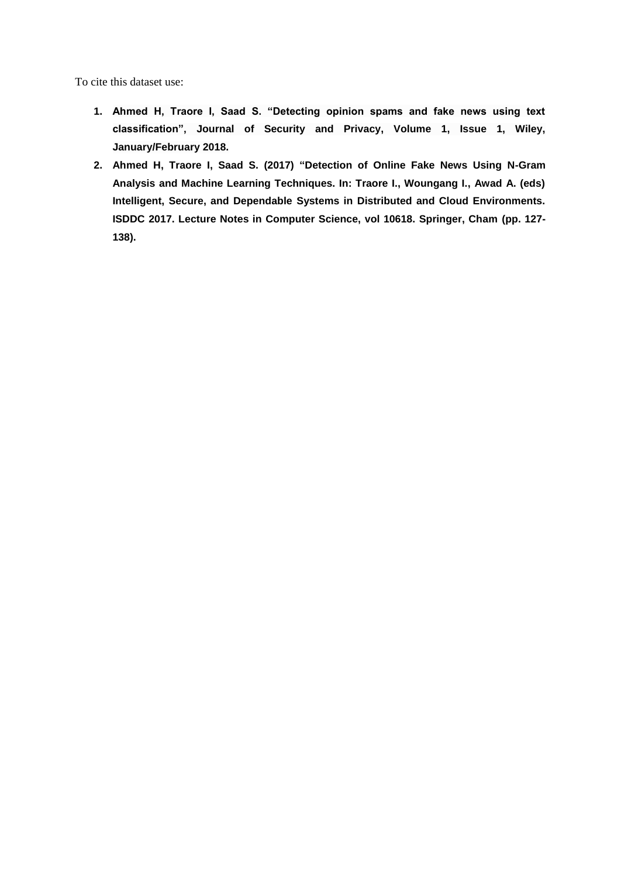To cite this dataset use:

1. **Ahmed H, Traore I, Saad S. "Detecting opinion spams and fake news using text classification", Journal of Security and Privacy, Volume 1, Issue 1, Wiley, January/February 2018.**
2. **Ahmed H, Traore I, Saad S. (2017) "Detection of Online Fake News Using N-Gram Analysis and Machine Learning Techniques. In: Traore I., Woungang I., Awad A. (eds) Intelligent, Secure, and Dependable Systems in Distributed and Cloud Environments. ISDDC 2017. Lecture Notes in Computer Science, vol 10618. Springer, Cham (pp. 127-138).**